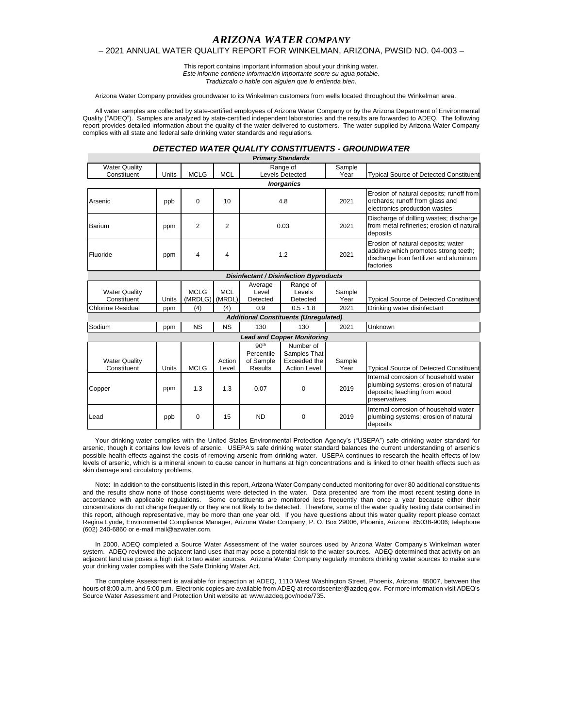# *ARIZONA WATER COMPANY*

## – 2021 ANNUAL WATER QUALITY REPORT FOR WINKELMAN, ARIZONA, PWSID NO. 04-003 –

This report contains important information about your drinking water.
*Este informe contiene información importante sobre su agua potable.*
*Tradúzcalo o hable con alguien que lo entienda bien.*

Arizona Water Company provides groundwater to its Winkelman customers from wells located throughout the Winkelman area.

All water samples are collected by state-certified employees of Arizona Water Company or by the Arizona Department of Environmental Quality ("ADEQ"). Samples are analyzed by state-certified independent laboratories and the results are forwarded to ADEQ. The following report provides detailed information about the quality of the water delivered to customers. The water supplied by Arizona Water Company complies with all state and federal safe drinking water standards and regulations.

### *DETECTED WATER QUALITY CONSTITUENTS - GROUNDWATER*

| *Primary Standards* | | | | | | | |
|---|---|---|---|---|---|---|---|
| Water Quality Constituent | Units | MCLG | MCL | Range of Levels Detected | | Sample Year | Typical Source of Detected Constituent |
| *Inorganics* | | | | | | | |
| Arsenic | ppb | 0 | 10 | 4.8 | | 2021 | Erosion of natural deposits; runoff from orchards; runoff from glass and electronics production wastes |
| Barium | ppm | 2 | 2 | 0.03 | | 2021 | Discharge of drilling wastes; discharge from metal refineries; erosion of natural deposits |
| Fluoride | ppm | 4 | 4 | 1.2 | | 2021 | Erosion of natural deposits; water additive which promotes strong teeth; discharge from fertilizer and aluminum factories |
| *Disinfectant / Disinfection Byproducts* | | | | | | | |
| Water Quality Constituent | Units | MCLG (MRDLG) | MCL (MRDL) | Average Level Detected | Range of Levels Detected | Sample Year | Typical Source of Detected Constituent |
| Chlorine Residual | ppm | (4) | (4) | 0.9 | 0.5 - 1.8 | 2021 | Drinking water disinfectant |
| *Additional Constituents (Unregulated)* | | | | | | | |
| Sodium | ppm | NS | NS | 130 | 130 | 2021 | Unknown |
| *Lead and Copper Monitoring* | | | | | | | |
| Water Quality Constituent | Units | MCLG | Action Level | 90th Percentile of Sample Results | Number of Samples That Exceeded the Action Level | Sample Year | Typical Source of Detected Constituent |
| Copper | ppm | 1.3 | 1.3 | 0.07 | 0 | 2019 | Internal corrosion of household water plumbing systems; erosion of natural deposits; leaching from wood preservatives |
| Lead | ppb | 0 | 15 | ND | 0 | 2019 | Internal corrosion of household water plumbing systems; erosion of natural deposits |

Your drinking water complies with the United States Environmental Protection Agency's ("USEPA") safe drinking water standard for arsenic, though it contains low levels of arsenic. USEPA's safe drinking water standard balances the current understanding of arsenic's possible health effects against the costs of removing arsenic from drinking water. USEPA continues to research the health effects of low levels of arsenic, which is a mineral known to cause cancer in humans at high concentrations and is linked to other health effects such as skin damage and circulatory problems.

Note: In addition to the constituents listed in this report, Arizona Water Company conducted monitoring for over 80 additional constituents and the results show none of those constituents were detected in the water. Data presented are from the most recent testing done in accordance with applicable regulations. Some constituents are monitored less frequently than once a year because either their concentrations do not change frequently or they are not likely to be detected. Therefore, some of the water quality testing data contained in this report, although representative, may be more than one year old. If you have questions about this water quality report please contact Regina Lynde, Environmental Compliance Manager, Arizona Water Company, P. O. Box 29006, Phoenix, Arizona 85038-9006; telephone (602) 240-6860 or e-mail mail@azwater.com.

In 2000, ADEQ completed a Source Water Assessment of the water sources used by Arizona Water Company's Winkelman water system. ADEQ reviewed the adjacent land uses that may pose a potential risk to the water sources. ADEQ determined that activity on an adjacent land use poses a high risk to two water sources. Arizona Water Company regularly monitors drinking water sources to make sure your drinking water complies with the Safe Drinking Water Act.

The complete Assessment is available for inspection at ADEQ, 1110 West Washington Street, Phoenix, Arizona 85007, between the hours of 8:00 a.m. and 5:00 p.m. Electronic copies are available from ADEQ at recordscenter@azdeq.gov. For more information visit ADEQ's Source Water Assessment and Protection Unit website at: www.azdeq.gov/node/735.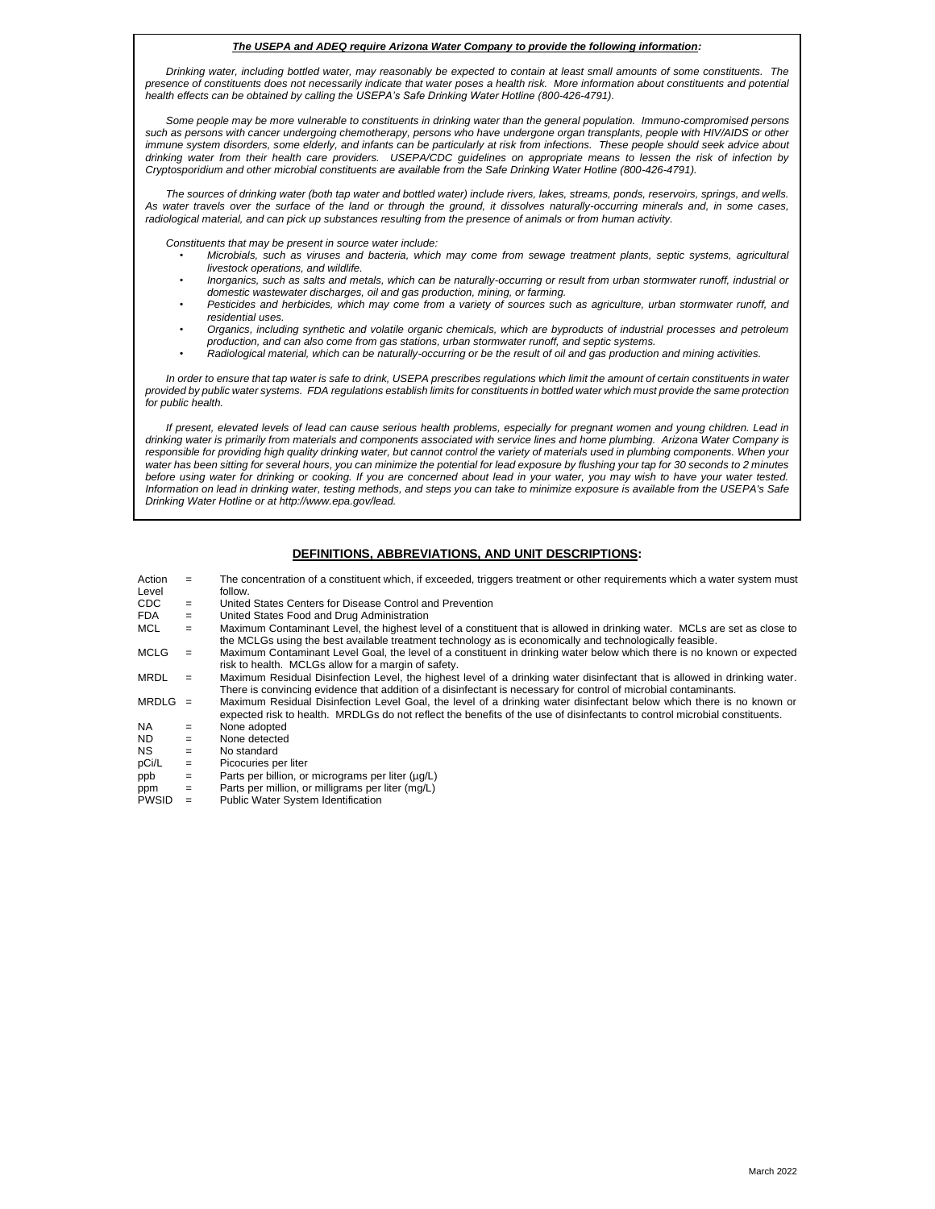***The USEPA and ADEQ require Arizona Water Company to provide the following information:***

*Drinking water, including bottled water, may reasonably be expected to contain at least small amounts of some constituents. The presence of constituents does not necessarily indicate that water poses a health risk. More information about constituents and potential health effects can be obtained by calling the USEPA's Safe Drinking Water Hotline (800-426-4791).*

*Some people may be more vulnerable to constituents in drinking water than the general population. Immuno-compromised persons such as persons with cancer undergoing chemotherapy, persons who have undergone organ transplants, people with HIV/AIDS or other immune system disorders, some elderly, and infants can be particularly at risk from infections. These people should seek advice about drinking water from their health care providers. USEPA/CDC guidelines on appropriate means to lessen the risk of infection by Cryptosporidium and other microbial constituents are available from the Safe Drinking Water Hotline (800-426-4791).*

*The sources of drinking water (both tap water and bottled water) include rivers, lakes, streams, ponds, reservoirs, springs, and wells. As water travels over the surface of the land or through the ground, it dissolves naturally-occurring minerals and, in some cases, radiological material, and can pick up substances resulting from the presence of animals or from human activity.*

*Constituents that may be present in source water include:*

- *Microbials, such as viruses and bacteria, which may come from sewage treatment plants, septic systems, agricultural livestock operations, and wildlife.*
- *Inorganics, such as salts and metals, which can be naturally-occurring or result from urban stormwater runoff, industrial or domestic wastewater discharges, oil and gas production, mining, or farming.*
- *Pesticides and herbicides, which may come from a variety of sources such as agriculture, urban stormwater runoff, and residential uses.*
- *Organics, including synthetic and volatile organic chemicals, which are byproducts of industrial processes and petroleum production, and can also come from gas stations, urban stormwater runoff, and septic systems.*
- *Radiological material, which can be naturally-occurring or be the result of oil and gas production and mining activities.*

*In order to ensure that tap water is safe to drink, USEPA prescribes regulations which limit the amount of certain constituents in water provided by public water systems. FDA regulations establish limits for constituents in bottled water which must provide the same protection for public health.*

*If present, elevated levels of lead can cause serious health problems, especially for pregnant women and young children. Lead in drinking water is primarily from materials and components associated with service lines and home plumbing. Arizona Water Company is responsible for providing high quality drinking water, but cannot control the variety of materials used in plumbing components. When your water has been sitting for several hours, you can minimize the potential for lead exposure by flushing your tap for 30 seconds to 2 minutes before using water for drinking or cooking. If you are concerned about lead in your water, you may wish to have your water tested. Information on lead in drinking water, testing methods, and steps you can take to minimize exposure is available from the USEPA's Safe Drinking Water Hotline or at http://www.epa.gov/lead.*

## DEFINITIONS, ABBREVIATIONS, AND UNIT DESCRIPTIONS:

| | | |
|---|---|---|
| Action Level | = | The concentration of a constituent which, if exceeded, triggers treatment or other requirements which a water system must follow. |
| CDC | = | United States Centers for Disease Control and Prevention |
| FDA | = | United States Food and Drug Administration |
| MCL | = | Maximum Contaminant Level, the highest level of a constituent that is allowed in drinking water. MCLs are set as close to the MCLGs using the best available treatment technology as is economically and technologically feasible. |
| MCLG | = | Maximum Contaminant Level Goal, the level of a constituent in drinking water below which there is no known or expected risk to health. MCLGs allow for a margin of safety. |
| MRDL | = | Maximum Residual Disinfection Level, the highest level of a drinking water disinfectant that is allowed in drinking water. There is convincing evidence that addition of a disinfectant is necessary for control of microbial contaminants. |
| MRDLG | = | Maximum Residual Disinfection Level Goal, the level of a drinking water disinfectant below which there is no known or expected risk to health. MRDLGs do not reflect the benefits of the use of disinfectants to control microbial constituents. |
| NA | = | None adopted |
| ND | = | None detected |
| NS | = | No standard |
| pCi/L | = | Picocuries per liter |
| ppb | = | Parts per billion, or micrograms per liter (µg/L) |
| ppm | = | Parts per million, or milligrams per liter (mg/L) |
| PWSID | = | Public Water System Identification |

March 2022